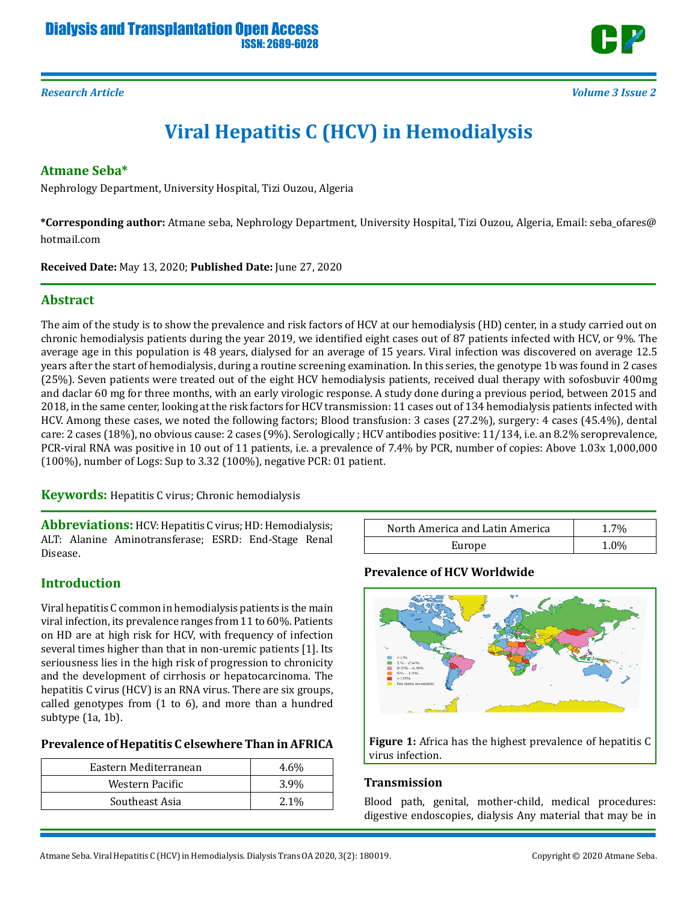*Research Article*

# Viral Hepatitis C (HCV) in Hemodialysis

## Atmane Seba*

Nephrology Department, University Hospital, Tizi Ouzou, Algeria

**\*Corresponding author:** Atmane seba, Nephrology Department, University Hospital, Tizi Ouzou, Algeria, Email: seba_ofares@hotmail.com

**Received Date:** May 13, 2020; **Published Date:** June 27, 2020

## Abstract

The aim of the study is to show the prevalence and risk factors of HCV at our hemodialysis (HD) center, in a study carried out on chronic hemodialysis patients during the year 2019, we identified eight cases out of 87 patients infected with HCV, or 9%. The average age in this population is 48 years, dialysed for an average of 15 years. Viral infection was discovered on average 12.5 years after the start of hemodialysis, during a routine screening examination. In this series, the genotype 1b was found in 2 cases (25%). Seven patients were treated out of the eight HCV hemodialysis patients, received dual therapy with sofosbuvir 400mg and daclar 60 mg for three months, with an early virologic response. A study done during a previous period, between 2015 and 2018, in the same center, looking at the risk factors for HCV transmission: 11 cases out of 134 hemodialysis patients infected with HCV. Among these cases, we noted the following factors; Blood transfusion: 3 cases (27.2%), surgery: 4 cases (45.4%), dental care: 2 cases (18%), no obvious cause: 2 cases (9%). Serologically ; HCV antibodies positive: 11/134, i.e. an 8.2% seroprevalence, PCR-viral RNA was positive in 10 out of 11 patients, i.e. a prevalence of 7.4% by PCR, number of copies: Above 1.03x 1,000,000 (100%), number of Logs: Sup to 3.32 (100%), negative PCR: 01 patient.

**Keywords:** Hepatitis C virus; Chronic hemodialysis

**Abbreviations:** HCV: Hepatitis C virus; HD: Hemodialysis; ALT: Alanine Aminotransferase; ESRD: End-Stage Renal Disease.

## Introduction

Viral hepatitis C common in hemodialysis patients is the main viral infection, its prevalence ranges from 11 to 60%. Patients on HD are at high risk for HCV, with frequency of infection several times higher than that in non-uremic patients [1]. Its seriousness lies in the high risk of progression to chronicity and the development of cirrhosis or hepatocarcinoma. The hepatitis C virus (HCV) is an RNA virus. There are six groups, called genotypes from (1 to 6), and more than a hundred subtype (1a, 1b).

### Prevalence of Hepatitis C elsewhere Than in AFRICA

| Region | Prevalence |
| --- | --- |
| Eastern Mediterranean | 4.6% |
| Western Pacific | 3.9% |
| Southeast Asia | 2.1% |
| North America and Latin America | 1.7% |
| Europe | 1.0% |

### Prevalence of HCV Worldwide

**Figure 1:** Africa has the highest prevalence of hepatitis C virus infection.

### Transmission

Blood path, genital, mother-child, medical procedures: digestive endoscopies, dialysis Any material that may be in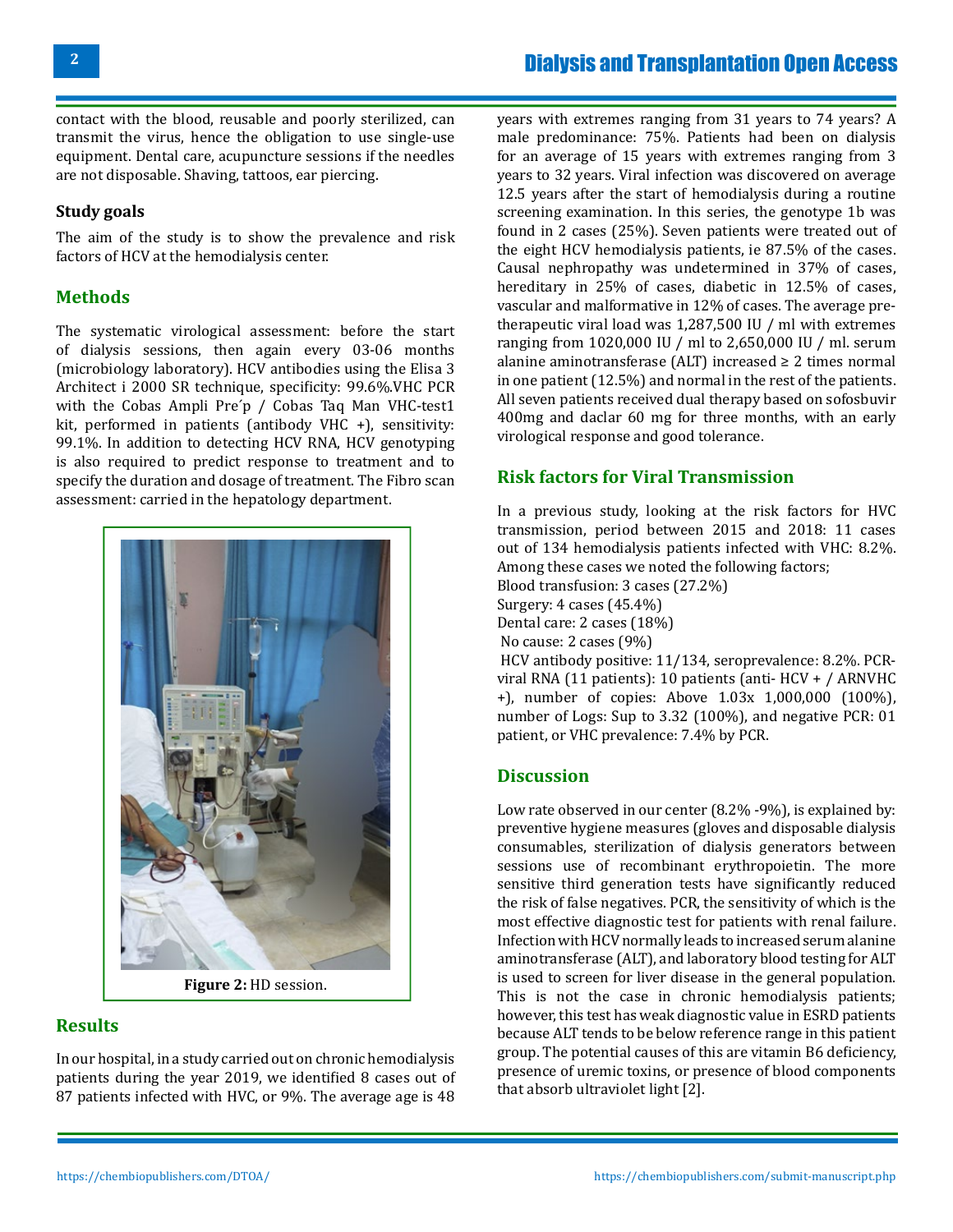contact with the blood, reusable and poorly sterilized, can transmit the virus, hence the obligation to use single-use equipment. Dental care, acupuncture sessions if the needles are not disposable. Shaving, tattoos, ear piercing.

### Study goals

The aim of the study is to show the prevalence and risk factors of HCV at the hemodialysis center.

## Methods

The systematic virological assessment: before the start of dialysis sessions, then again every 03-06 months (microbiology laboratory). HCV antibodies using the Elisa 3 Architect i 2000 SR technique, specificity: 99.6%.VHC PCR with the Cobas Ampli Pre´p / Cobas Taq Man VHC-test1 kit, performed in patients (antibody VHC +), sensitivity: 99.1%. In addition to detecting HCV RNA, HCV genotyping is also required to predict response to treatment and to specify the duration and dosage of treatment. The Fibro scan assessment: carried in the hepatology department.

**Figure 2:** HD session.

## Results

In our hospital, in a study carried out on chronic hemodialysis patients during the year 2019, we identified 8 cases out of 87 patients infected with HVC, or 9%. The average age is 48 years with extremes ranging from 31 years to 74 years? A male predominance: 75%. Patients had been on dialysis for an average of 15 years with extremes ranging from 3 years to 32 years. Viral infection was discovered on average 12.5 years after the start of hemodialysis during a routine screening examination. In this series, the genotype 1b was found in 2 cases (25%). Seven patients were treated out of the eight HCV hemodialysis patients, ie 87.5% of the cases. Causal nephropathy was undetermined in 37% of cases, hereditary in 25% of cases, diabetic in 12.5% of cases, vascular and malformative in 12% of cases. The average pre-therapeutic viral load was 1,287,500 IU / ml with extremes ranging from 1020,000 IU / ml to 2,650,000 IU / ml. serum alanine aminotransferase (ALT) increased ≥ 2 times normal in one patient (12.5%) and normal in the rest of the patients. All seven patients received dual therapy based on sofosbuvir 400mg and daclar 60 mg for three months, with an early virological response and good tolerance.

## Risk factors for Viral Transmission

In a previous study, looking at the risk factors for HVC transmission, period between 2015 and 2018: 11 cases out of 134 hemodialysis patients infected with VHC: 8.2%. Among these cases we noted the following factors;

Blood transfusion: 3 cases (27.2%)

Surgery: 4 cases (45.4%)

Dental care: 2 cases (18%)

No cause: 2 cases (9%)

HCV antibody positive: 11/134, seroprevalence: 8.2%. PCR-viral RNA (11 patients): 10 patients (anti- HCV + / ARNVHC +), number of copies: Above 1.03x 1,000,000 (100%), number of Logs: Sup to 3.32 (100%), and negative PCR: 01 patient, or VHC prevalence: 7.4% by PCR.

## Discussion

Low rate observed in our center (8.2% -9%), is explained by: preventive hygiene measures (gloves and disposable dialysis consumables, sterilization of dialysis generators between sessions use of recombinant erythropoietin. The more sensitive third generation tests have significantly reduced the risk of false negatives. PCR, the sensitivity of which is the most effective diagnostic test for patients with renal failure. Infection with HCV normally leads to increased serum alanine aminotransferase (ALT), and laboratory blood testing for ALT is used to screen for liver disease in the general population. This is not the case in chronic hemodialysis patients; however, this test has weak diagnostic value in ESRD patients because ALT tends to be below reference range in this patient group. The potential causes of this are vitamin B6 deficiency, presence of uremic toxins, or presence of blood components that absorb ultraviolet light [2].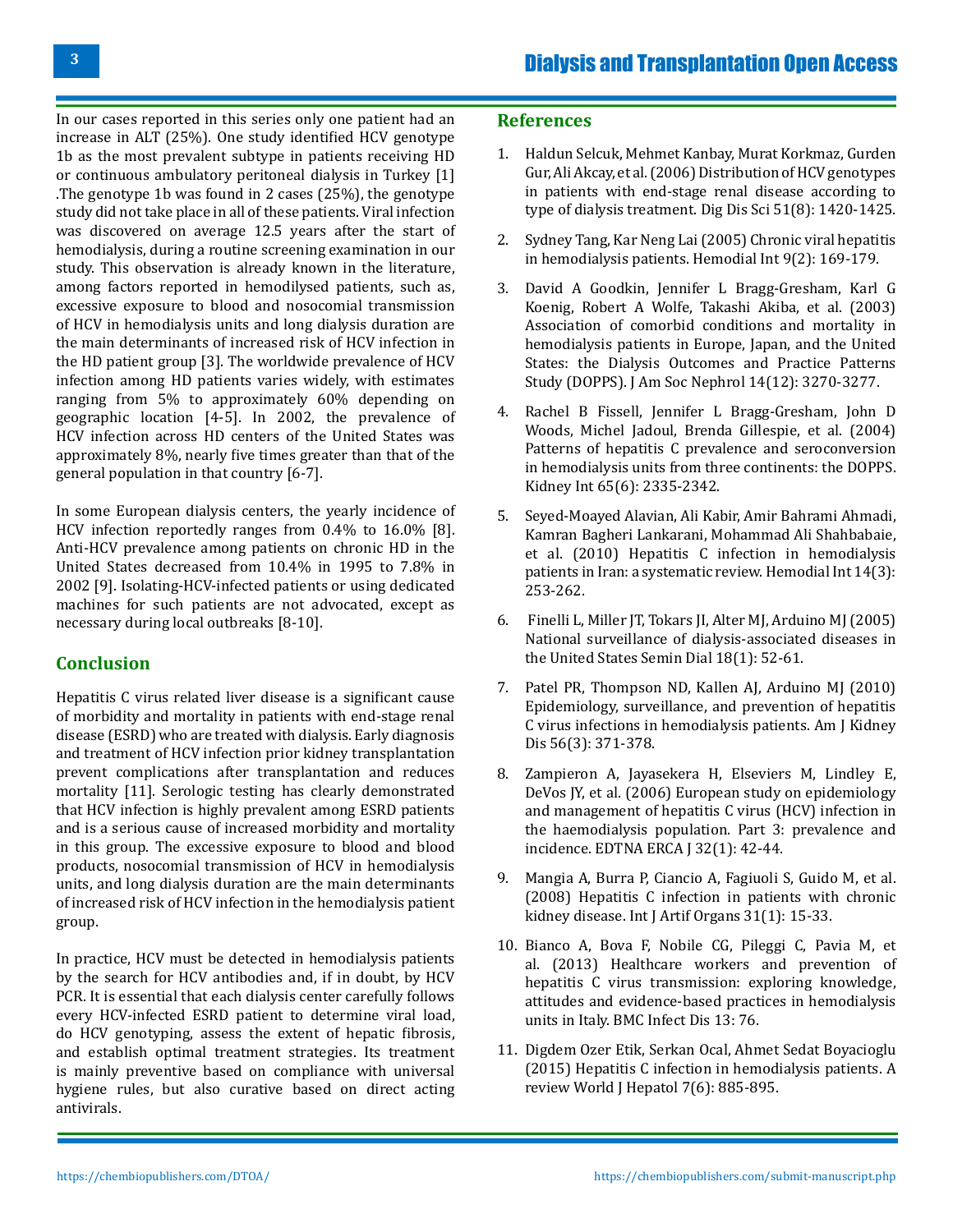In our cases reported in this series only one patient had an increase in ALT (25%). One study identified HCV genotype 1b as the most prevalent subtype in patients receiving HD or continuous ambulatory peritoneal dialysis in Turkey [1] .The genotype 1b was found in 2 cases (25%), the genotype study did not take place in all of these patients. Viral infection was discovered on average 12.5 years after the start of hemodialysis, during a routine screening examination in our study. This observation is already known in the literature, among factors reported in hemodilysed patients, such as, excessive exposure to blood and nosocomial transmission of HCV in hemodialysis units and long dialysis duration are the main determinants of increased risk of HCV infection in the HD patient group [3]. The worldwide prevalence of HCV infection among HD patients varies widely, with estimates ranging from 5% to approximately 60% depending on geographic location [4-5]. In 2002, the prevalence of HCV infection across HD centers of the United States was approximately 8%, nearly five times greater than that of the general population in that country [6-7].

In some European dialysis centers, the yearly incidence of HCV infection reportedly ranges from 0.4% to 16.0% [8]. Anti-HCV prevalence among patients on chronic HD in the United States decreased from 10.4% in 1995 to 7.8% in 2002 [9]. Isolating-HCV-infected patients or using dedicated machines for such patients are not advocated, except as necessary during local outbreaks [8-10].

## Conclusion

Hepatitis C virus related liver disease is a significant cause of morbidity and mortality in patients with end-stage renal disease (ESRD) who are treated with dialysis. Early diagnosis and treatment of HCV infection prior kidney transplantation prevent complications after transplantation and reduces mortality [11]. Serologic testing has clearly demonstrated that HCV infection is highly prevalent among ESRD patients and is a serious cause of increased morbidity and mortality in this group. The excessive exposure to blood and blood products, nosocomial transmission of HCV in hemodialysis units, and long dialysis duration are the main determinants of increased risk of HCV infection in the hemodialysis patient group.

In practice, HCV must be detected in hemodialysis patients by the search for HCV antibodies and, if in doubt, by HCV PCR. It is essential that each dialysis center carefully follows every HCV-infected ESRD patient to determine viral load, do HCV genotyping, assess the extent of hepatic fibrosis, and establish optimal treatment strategies. Its treatment is mainly preventive based on compliance with universal hygiene rules, but also curative based on direct acting antivirals.

## References

1. Haldun Selcuk, Mehmet Kanbay, Murat Korkmaz, Gurden Gur, Ali Akcay, et al. (2006) Distribution of HCV genotypes in patients with end-stage renal disease according to type of dialysis treatment. Dig Dis Sci 51(8): 1420-1425.
2. Sydney Tang, Kar Neng Lai (2005) Chronic viral hepatitis in hemodialysis patients. Hemodial Int 9(2): 169-179.
3. David A Goodkin, Jennifer L Bragg-Gresham, Karl G Koenig, Robert A Wolfe, Takashi Akiba, et al. (2003) Association of comorbid conditions and mortality in hemodialysis patients in Europe, Japan, and the United States: the Dialysis Outcomes and Practice Patterns Study (DOPPS). J Am Soc Nephrol 14(12): 3270-3277.
4. Rachel B Fissell, Jennifer L Bragg-Gresham, John D Woods, Michel Jadoul, Brenda Gillespie, et al. (2004) Patterns of hepatitis C prevalence and seroconversion in hemodialysis units from three continents: the DOPPS. Kidney Int 65(6): 2335-2342.
5. Seyed-Moayed Alavian, Ali Kabir, Amir Bahrami Ahmadi, Kamran Bagheri Lankarani, Mohammad Ali Shahbabaie, et al. (2010) Hepatitis C infection in hemodialysis patients in Iran: a systematic review. Hemodial Int 14(3): 253-262.
6. Finelli L, Miller JT, Tokars JI, Alter MJ, Arduino MJ (2005) National surveillance of dialysis-associated diseases in the United States Semin Dial 18(1): 52-61.
7. Patel PR, Thompson ND, Kallen AJ, Arduino MJ (2010) Epidemiology, surveillance, and prevention of hepatitis C virus infections in hemodialysis patients. Am J Kidney Dis 56(3): 371-378.
8. Zampieron A, Jayasekera H, Elseviers M, Lindley E, DeVos JY, et al. (2006) European study on epidemiology and management of hepatitis C virus (HCV) infection in the haemodialysis population. Part 3: prevalence and incidence. EDTNA ERCA J 32(1): 42-44.
9. Mangia A, Burra P, Ciancio A, Fagiuoli S, Guido M, et al. (2008) Hepatitis C infection in patients with chronic kidney disease. Int J Artif Organs 31(1): 15-33.
10. Bianco A, Bova F, Nobile CG, Pileggi C, Pavia M, et al. (2013) Healthcare workers and prevention of hepatitis C virus transmission: exploring knowledge, attitudes and evidence-based practices in hemodialysis units in Italy. BMC Infect Dis 13: 76.
11. Digdem Ozer Etik, Serkan Ocal, Ahmet Sedat Boyacioglu (2015) Hepatitis C infection in hemodialysis patients. A review World J Hepatol 7(6): 885-895.